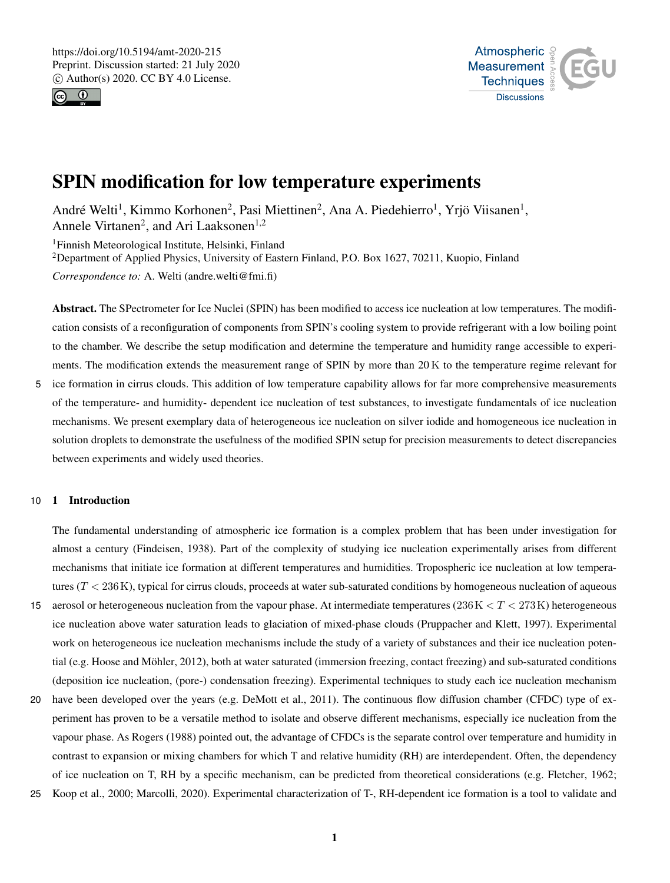# SPIN modification for low temperature experiments

André Welti[1], Kimmo Korhonen[2], Pasi Miettinen[2], Ana A. Piedehierro[1], Yrjö Viisanen[1], Annele Virtanen[2], and Ari Laaksonen[1,2]

[1]Finnish Meteorological Institute, Helsinki, Finland

[2]Department of Applied Physics, University of Eastern Finland, P.O. Box 1627, 70211, Kuopio, Finland

*Correspondence to:* A. Welti (andre.welti@fmi.fi)

**Abstract.** The SPectrometer for Ice Nuclei (SPIN) has been modified to access ice nucleation at low temperatures. The modification consists of a reconfiguration of components from SPIN's cooling system to provide refrigerant with a low boiling point to the chamber. We describe the setup modification and determine the temperature and humidity range accessible to experiments. The modification extends the measurement range of SPIN by more than 20 K to the temperature regime relevant for ice formation in cirrus clouds. This addition of low temperature capability allows for far more comprehensive measurements of the temperature- and humidity- dependent ice nucleation of test substances, to investigate fundamentals of ice nucleation mechanisms. We present exemplary data of heterogeneous ice nucleation on silver iodide and homogeneous ice nucleation in solution droplets to demonstrate the usefulness of the modified SPIN setup for precision measurements to detect discrepancies between experiments and widely used theories.

## 1 Introduction

The fundamental understanding of atmospheric ice formation is a complex problem that has been under investigation for almost a century (Findeisen, 1938). Part of the complexity of studying ice nucleation experimentally arises from different mechanisms that initiate ice formation at different temperatures and humidities. Tropospheric ice nucleation at low temperatures ($T < 236\,\mathrm{K}$), typical for cirrus clouds, proceeds at water sub-saturated conditions by homogeneous nucleation of aqueous aerosol or heterogeneous nucleation from the vapour phase. At intermediate temperatures ($236\,\mathrm{K} < T < 273\,\mathrm{K}$) heterogeneous ice nucleation above water saturation leads to glaciation of mixed-phase clouds (Pruppacher and Klett, 1997). Experimental work on heterogeneous ice nucleation mechanisms include the study of a variety of substances and their ice nucleation potential (e.g. Hoose and Möhler, 2012), both at water saturated (immersion freezing, contact freezing) and sub-saturated conditions (deposition ice nucleation, (pore-) condensation freezing). Experimental techniques to study each ice nucleation mechanism have been developed over the years (e.g. DeMott et al., 2011). The continuous flow diffusion chamber (CFDC) type of experiment has proven to be a versatile method to isolate and observe different mechanisms, especially ice nucleation from the vapour phase. As Rogers (1988) pointed out, the advantage of CFDCs is the separate control over temperature and humidity in contrast to expansion or mixing chambers for which T and relative humidity (RH) are interdependent. Often, the dependency of ice nucleation on T, RH by a specific mechanism, can be predicted from theoretical considerations (e.g. Fletcher, 1962; Koop et al., 2000; Marcolli, 2020). Experimental characterization of T-, RH-dependent ice formation is a tool to validate and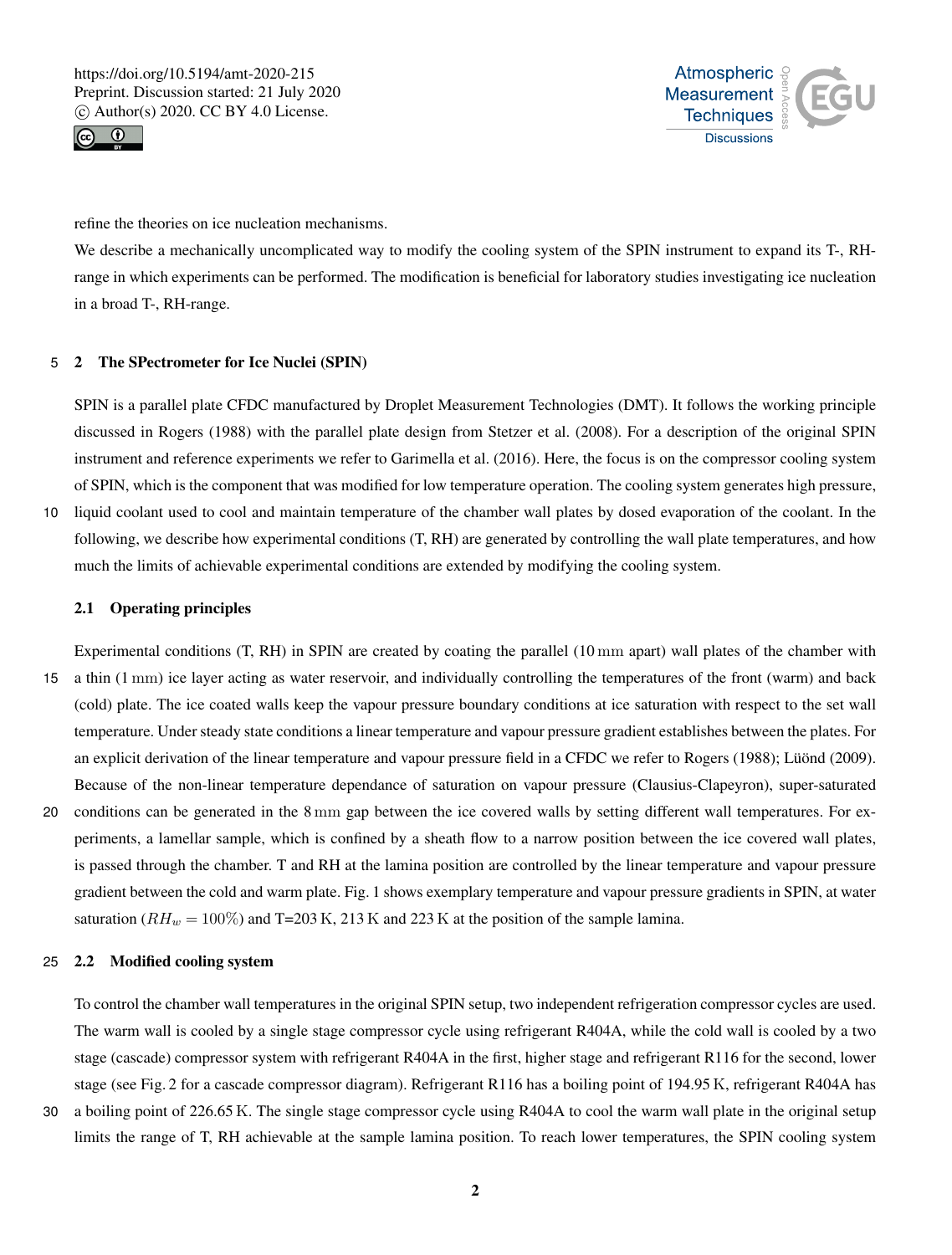refine the theories on ice nucleation mechanisms.

We describe a mechanically uncomplicated way to modify the cooling system of the SPIN instrument to expand its T-, RH-range in which experiments can be performed. The modification is beneficial for laboratory studies investigating ice nucleation in a broad T-, RH-range.

## 2 The SPectrometer for Ice Nuclei (SPIN)

SPIN is a parallel plate CFDC manufactured by Droplet Measurement Technologies (DMT). It follows the working principle discussed in Rogers (1988) with the parallel plate design from Stetzer et al. (2008). For a description of the original SPIN instrument and reference experiments we refer to Garimella et al. (2016). Here, the focus is on the compressor cooling system of SPIN, which is the component that was modified for low temperature operation. The cooling system generates high pressure, liquid coolant used to cool and maintain temperature of the chamber wall plates by dosed evaporation of the coolant. In the following, we describe how experimental conditions (T, RH) are generated by controlling the wall plate temperatures, and how much the limits of achievable experimental conditions are extended by modifying the cooling system.

### 2.1 Operating principles

Experimental conditions (T, RH) in SPIN are created by coating the parallel ($10\,\mathrm{mm}$ apart) wall plates of the chamber with a thin ($1\,\mathrm{mm}$) ice layer acting as water reservoir, and individually controlling the temperatures of the front (warm) and back (cold) plate. The ice coated walls keep the vapour pressure boundary conditions at ice saturation with respect to the set wall temperature. Under steady state conditions a linear temperature and vapour pressure gradient establishes between the plates. For an explicit derivation of the linear temperature and vapour pressure field in a CFDC we refer to Rogers (1988); Lüönd (2009). Because of the non-linear temperature dependance of saturation on vapour pressure (Clausius-Clapeyron), super-saturated conditions can be generated in the $8\,\mathrm{mm}$ gap between the ice covered walls by setting different wall temperatures. For experiments, a lamellar sample, which is confined by a sheath flow to a narrow position between the ice covered wall plates, is passed through the chamber. T and RH at the lamina position are controlled by the linear temperature and vapour pressure gradient between the cold and warm plate. Fig. 1 shows exemplary temperature and vapour pressure gradients in SPIN, at water saturation ($RH_w = 100\%$) and T=203 K, 213 K and 223 K at the position of the sample lamina.

### 2.2 Modified cooling system

To control the chamber wall temperatures in the original SPIN setup, two independent refrigeration compressor cycles are used. The warm wall is cooled by a single stage compressor cycle using refrigerant R404A, while the cold wall is cooled by a two stage (cascade) compressor system with refrigerant R404A in the first, higher stage and refrigerant R116 for the second, lower stage (see Fig. 2 for a cascade compressor diagram). Refrigerant R116 has a boiling point of 194.95 K, refrigerant R404A has a boiling point of 226.65 K. The single stage compressor cycle using R404A to cool the warm wall plate in the original setup limits the range of T, RH achievable at the sample lamina position. To reach lower temperatures, the SPIN cooling system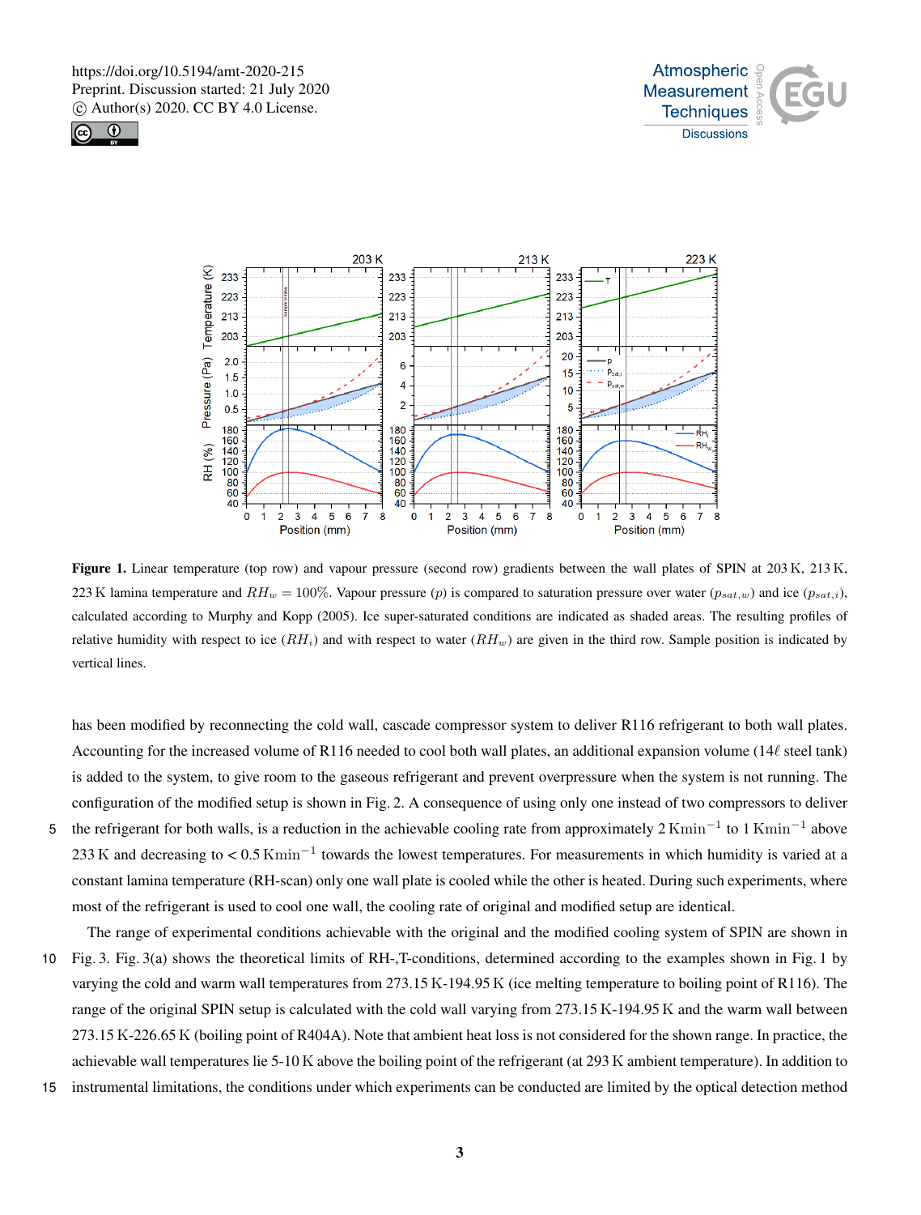**Figure 1.** Linear temperature (top row) and vapour pressure (second row) gradients between the wall plates of SPIN at 203 K, 213 K, 223 K lamina temperature and $RH_w = 100\%$. Vapour pressure ($p$) is compared to saturation pressure over water ($p_{sat,w}$) and ice ($p_{sat,i}$), calculated according to Murphy and Kopp (2005). Ice super-saturated conditions are indicated as shaded areas. The resulting profiles of relative humidity with respect to ice ($RH_i$) and with respect to water ($RH_w$) are given in the third row. Sample position is indicated by vertical lines.

has been modified by reconnecting the cold wall, cascade compressor system to deliver R116 refrigerant to both wall plates. Accounting for the increased volume of R116 needed to cool both wall plates, an additional expansion volume (14 ℓ steel tank) is added to the system, to give room to the gaseous refrigerant and prevent overpressure when the system is not running. The configuration of the modified setup is shown in Fig. 2. A consequence of using only one instead of two compressors to deliver the refrigerant for both walls, is a reduction in the achievable cooling rate from approximately $2\,\mathrm{K\,min^{-1}}$ to $1\,\mathrm{K\,min^{-1}}$ above 233 K and decreasing to $< 0.5\,\mathrm{K\,min^{-1}}$ towards the lowest temperatures. For measurements in which humidity is varied at a constant lamina temperature (RH-scan) only one wall plate is cooled while the other is heated. During such experiments, where most of the refrigerant is used to cool one wall, the cooling rate of original and modified setup are identical.

The range of experimental conditions achievable with the original and the modified cooling system of SPIN are shown in Fig. 3. Fig. 3(a) shows the theoretical limits of RH-,T-conditions, determined according to the examples shown in Fig. 1 by varying the cold and warm wall temperatures from 273.15 K-194.95 K (ice melting temperature to boiling point of R116). The range of the original SPIN setup is calculated with the cold wall varying from 273.15 K-194.95 K and the warm wall between 273.15 K-226.65 K (boiling point of R404A). Note that ambient heat loss is not considered for the shown range. In practice, the achievable wall temperatures lie 5-10 K above the boiling point of the refrigerant (at 293 K ambient temperature). In addition to instrumental limitations, the conditions under which experiments can be conducted are limited by the optical detection method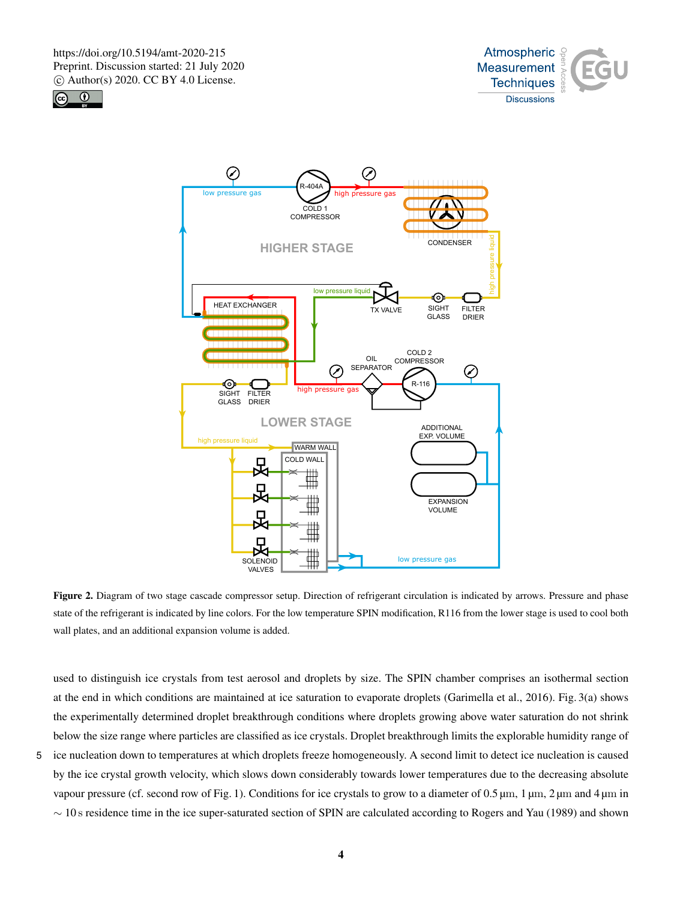**Figure 2.** Diagram of two stage cascade compressor setup. Direction of refrigerant circulation is indicated by arrows. Pressure and phase state of the refrigerant is indicated by line colors. For the low temperature SPIN modification, R116 from the lower stage is used to cool both wall plates, and an additional expansion volume is added.

used to distinguish ice crystals from test aerosol and droplets by size. The SPIN chamber comprises an isothermal section at the end in which conditions are maintained at ice saturation to evaporate droplets (Garimella et al., 2016). Fig. 3(a) shows the experimentally determined droplet breakthrough conditions where droplets growing above water saturation do not shrink below the size range where particles are classified as ice crystals. Droplet breakthrough limits the explorable humidity range of ice nucleation down to temperatures at which droplets freeze homogeneously. A second limit to detect ice nucleation is caused by the ice crystal growth velocity, which slows down considerably towards lower temperatures due to the decreasing absolute vapour pressure (cf. second row of Fig. 1). Conditions for ice crystals to grow to a diameter of 0.5 µm, 1 µm, 2 µm and 4 µm in ∼ 10 s residence time in the ice super-saturated section of SPIN are calculated according to Rogers and Yau (1989) and shown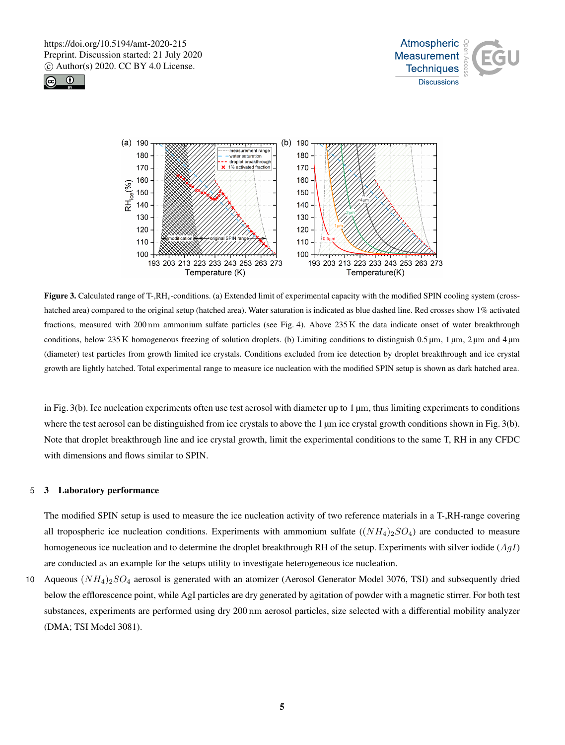**Figure 3.** Calculated range of T-,RH$_i$-conditions. (a) Extended limit of experimental capacity with the modified SPIN cooling system (cross-hatched area) compared to the original setup (hatched area). Water saturation is indicated as blue dashed line. Red crosses show 1% activated fractions, measured with 200 nm ammonium sulfate particles (see Fig. 4). Above 235 K the data indicate onset of water breakthrough conditions, below 235 K homogeneous freezing of solution droplets. (b) Limiting conditions to distinguish 0.5 µm, 1 µm, 2 µm and 4 µm (diameter) test particles from growth limited ice crystals. Conditions excluded from ice detection by droplet breakthrough and ice crystal growth are lightly hatched. Total experimental range to measure ice nucleation with the modified SPIN setup is shown as dark hatched area.

in Fig. 3(b). Ice nucleation experiments often use test aerosol with diameter up to 1 µm, thus limiting experiments to conditions where the test aerosol can be distinguished from ice crystals to above the 1 µm ice crystal growth conditions shown in Fig. 3(b). Note that droplet breakthrough line and ice crystal growth, limit the experimental conditions to the same T, RH in any CFDC with dimensions and flows similar to SPIN.

## 3 Laboratory performance

The modified SPIN setup is used to measure the ice nucleation activity of two reference materials in a T-,RH-range covering all tropospheric ice nucleation conditions. Experiments with ammonium sulfate ($(NH_4)_2SO_4$) are conducted to measure homogeneous ice nucleation and to determine the droplet breakthrough RH of the setup. Experiments with silver iodide ($AgI$) are conducted as an example for the setups utility to investigate heterogeneous ice nucleation.

Aqueous $(NH_4)_2SO_4$ aerosol is generated with an atomizer (Aerosol Generator Model 3076, TSI) and subsequently dried below the efflorescence point, while AgI particles are dry generated by agitation of powder with a magnetic stirrer. For both test substances, experiments are performed using dry 200 nm aerosol particles, size selected with a differential mobility analyzer (DMA; TSI Model 3081).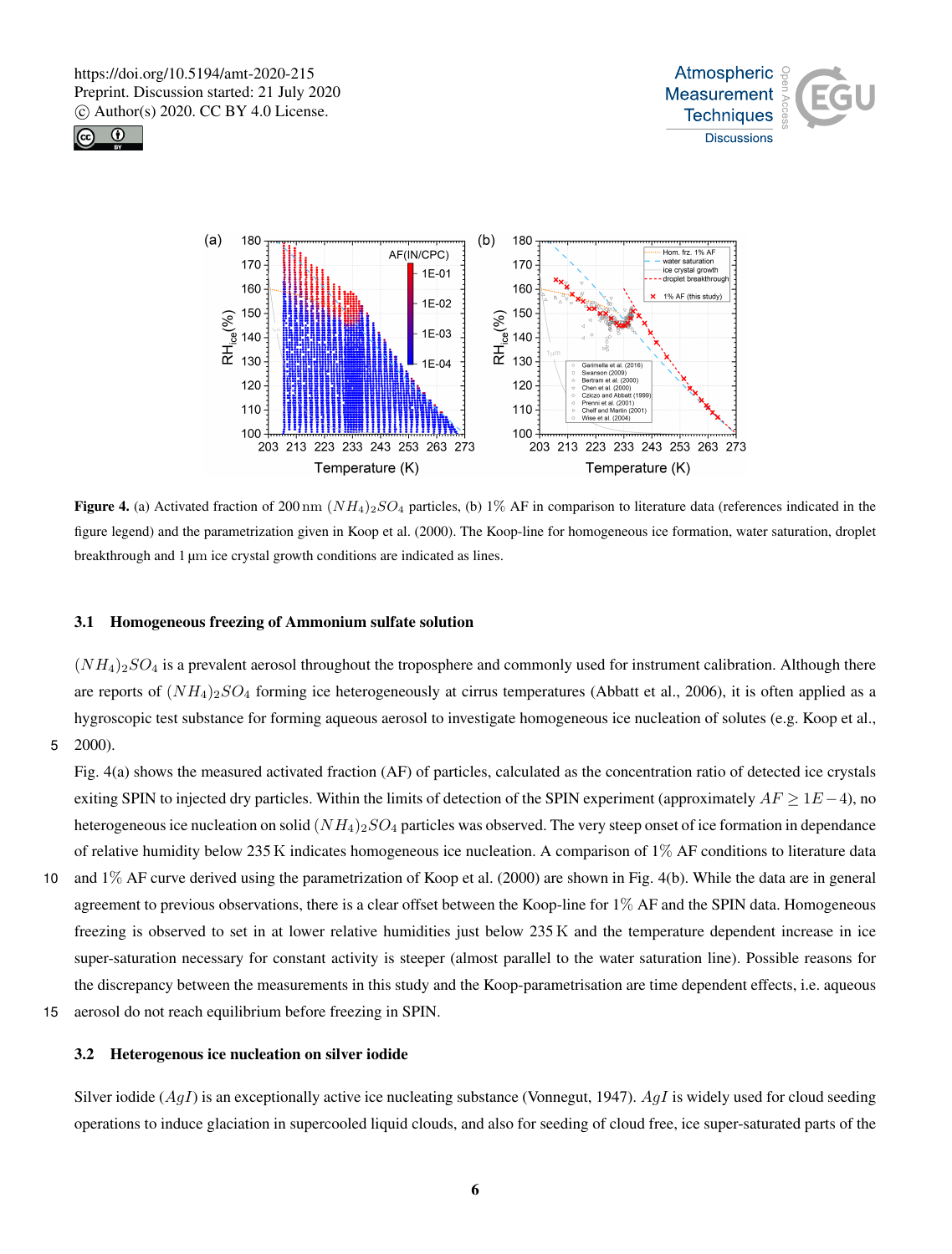**Figure 4.** (a) Activated fraction of 200 nm $(NH_4)_2SO_4$ particles, (b) 1% AF in comparison to literature data (references indicated in the figure legend) and the parametrization given in Koop et al. (2000). The Koop-line for homogeneous ice formation, water saturation, droplet breakthrough and 1 µm ice crystal growth conditions are indicated as lines.

### 3.1 Homogeneous freezing of Ammonium sulfate solution

$(NH_4)_2SO_4$ is a prevalent aerosol throughout the troposphere and commonly used for instrument calibration. Although there are reports of $(NH_4)_2SO_4$ forming ice heterogeneously at cirrus temperatures (Abbatt et al., 2006), it is often applied as a hygroscopic test substance for forming aqueous aerosol to investigate homogeneous ice nucleation of solutes (e.g. Koop et al., 2000).

Fig. 4(a) shows the measured activated fraction (AF) of particles, calculated as the concentration ratio of detected ice crystals exiting SPIN to injected dry particles. Within the limits of detection of the SPIN experiment (approximately $AF \geq 1E-4$), no heterogeneous ice nucleation on solid $(NH_4)_2SO_4$ particles was observed. The very steep onset of ice formation in dependance of relative humidity below 235 K indicates homogeneous ice nucleation. A comparison of 1% AF conditions to literature data and 1% AF curve derived using the parametrization of Koop et al. (2000) are shown in Fig. 4(b). While the data are in general agreement to previous observations, there is a clear offset between the Koop-line for 1% AF and the SPIN data. Homogeneous freezing is observed to set in at lower relative humidities just below 235 K and the temperature dependent increase in ice super-saturation necessary for constant activity is steeper (almost parallel to the water saturation line). Possible reasons for the discrepancy between the measurements in this study and the Koop-parametrisation are time dependent effects, i.e. aqueous aerosol do not reach equilibrium before freezing in SPIN.

### 3.2 Heterogenous ice nucleation on silver iodide

Silver iodide ($AgI$) is an exceptionally active ice nucleating substance (Vonnegut, 1947). $AgI$ is widely used for cloud seeding operations to induce glaciation in supercooled liquid clouds, and also for seeding of cloud free, ice super-saturated parts of the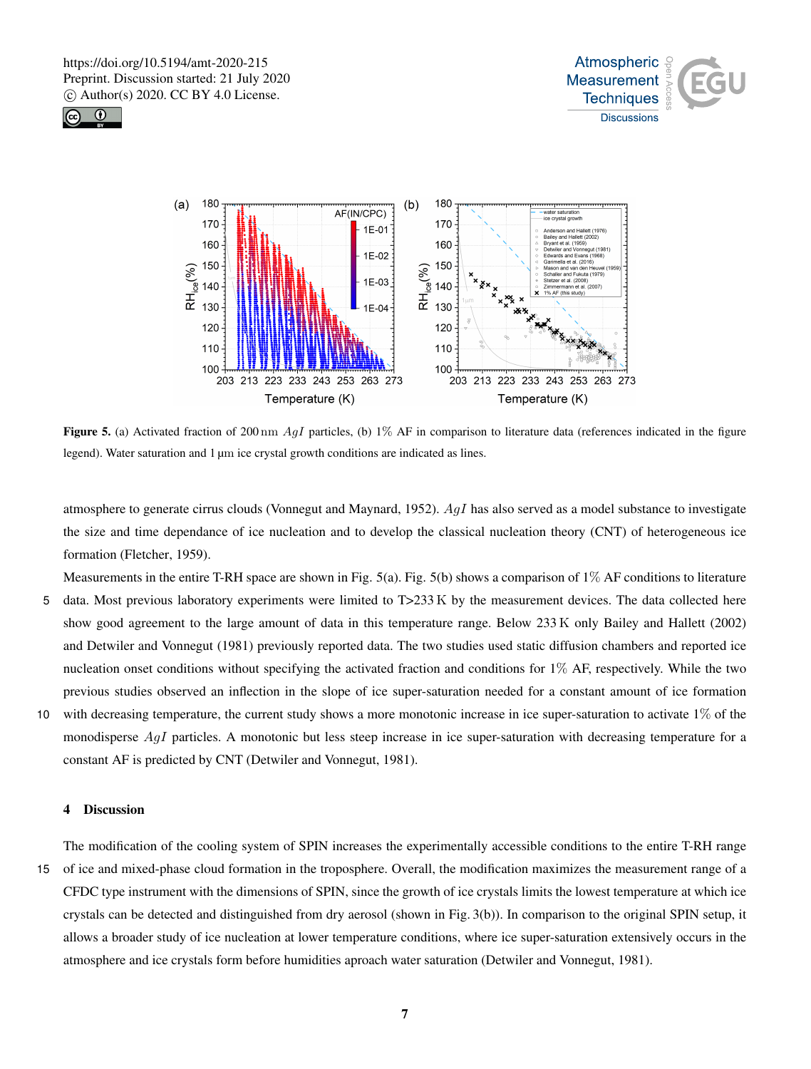**Figure 5.** (a) Activated fraction of 200 nm $AgI$ particles, (b) 1% AF in comparison to literature data (references indicated in the figure legend). Water saturation and 1 µm ice crystal growth conditions are indicated as lines.

atmosphere to generate cirrus clouds (Vonnegut and Maynard, 1952). $AgI$ has also served as a model substance to investigate the size and time dependance of ice nucleation and to develop the classical nucleation theory (CNT) of heterogeneous ice formation (Fletcher, 1959).

Measurements in the entire T-RH space are shown in Fig. 5(a). Fig. 5(b) shows a comparison of 1% AF conditions to literature data. Most previous laboratory experiments were limited to T>233 K by the measurement devices. The data collected here show good agreement to the large amount of data in this temperature range. Below 233 K only Bailey and Hallett (2002) and Detwiler and Vonnegut (1981) previously reported data. The two studies used static diffusion chambers and reported ice nucleation onset conditions without specifying the activated fraction and conditions for 1% AF, respectively. While the two previous studies observed an inflection in the slope of ice super-saturation needed for a constant amount of ice formation with decreasing temperature, the current study shows a more monotonic increase in ice super-saturation to activate 1% of the monodisperse $AgI$ particles. A monotonic but less steep increase in ice super-saturation with decreasing temperature for a constant AF is predicted by CNT (Detwiler and Vonnegut, 1981).

## 4 Discussion

The modification of the cooling system of SPIN increases the experimentally accessible conditions to the entire T-RH range of ice and mixed-phase cloud formation in the troposphere. Overall, the modification maximizes the measurement range of a CFDC type instrument with the dimensions of SPIN, since the growth of ice crystals limits the lowest temperature at which ice crystals can be detected and distinguished from dry aerosol (shown in Fig. 3(b)). In comparison to the original SPIN setup, it allows a broader study of ice nucleation at lower temperature conditions, where ice super-saturation extensively occurs in the atmosphere and ice crystals form before humidities aproach water saturation (Detwiler and Vonnegut, 1981).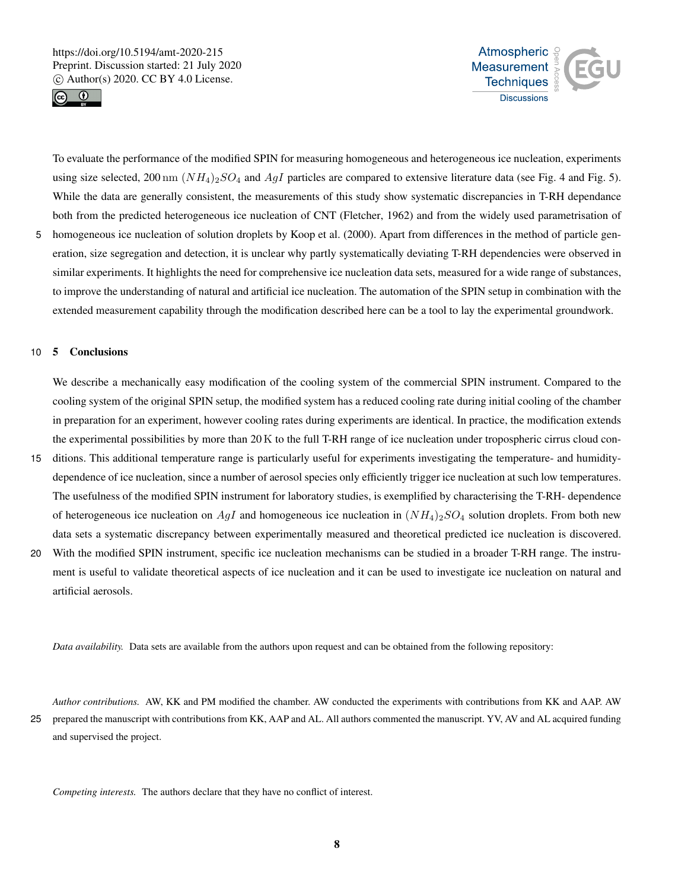To evaluate the performance of the modified SPIN for measuring homogeneous and heterogeneous ice nucleation, experiments using size selected, 200 nm $(NH_4)_2SO_4$ and $AgI$ particles are compared to extensive literature data (see Fig. 4 and Fig. 5). While the data are generally consistent, the measurements of this study show systematic discrepancies in T-RH dependance both from the predicted heterogeneous ice nucleation of CNT (Fletcher, 1962) and from the widely used parametrisation of homogeneous ice nucleation of solution droplets by Koop et al. (2000). Apart from differences in the method of particle generation, size segregation and detection, it is unclear why partly systematically deviating T-RH dependencies were observed in similar experiments. It highlights the need for comprehensive ice nucleation data sets, measured for a wide range of substances, to improve the understanding of natural and artificial ice nucleation. The automation of the SPIN setup in combination with the extended measurement capability through the modification described here can be a tool to lay the experimental groundwork.

## 5 Conclusions

We describe a mechanically easy modification of the cooling system of the commercial SPIN instrument. Compared to the cooling system of the original SPIN setup, the modified system has a reduced cooling rate during initial cooling of the chamber in preparation for an experiment, however cooling rates during experiments are identical. In practice, the modification extends the experimental possibilities by more than 20 K to the full T-RH range of ice nucleation under tropospheric cirrus cloud conditions. This additional temperature range is particularly useful for experiments investigating the temperature- and humidity-dependence of ice nucleation, since a number of aerosol species only efficiently trigger ice nucleation at such low temperatures. The usefulness of the modified SPIN instrument for laboratory studies, is exemplified by characterising the T-RH- dependence of heterogeneous ice nucleation on $AgI$ and homogeneous ice nucleation in $(NH_4)_2SO_4$ solution droplets. From both new data sets a systematic discrepancy between experimentally measured and theoretical predicted ice nucleation is discovered. With the modified SPIN instrument, specific ice nucleation mechanisms can be studied in a broader T-RH range. The instrument is useful to validate theoretical aspects of ice nucleation and it can be used to investigate ice nucleation on natural and artificial aerosols.

*Data availability.* Data sets are available from the authors upon request and can be obtained from the following repository:

*Author contributions.* AW, KK and PM modified the chamber. AW conducted the experiments with contributions from KK and AAP. AW prepared the manuscript with contributions from KK, AAP and AL. All authors commented the manuscript. YV, AV and AL acquired funding and supervised the project.

*Competing interests.* The authors declare that they have no conflict of interest.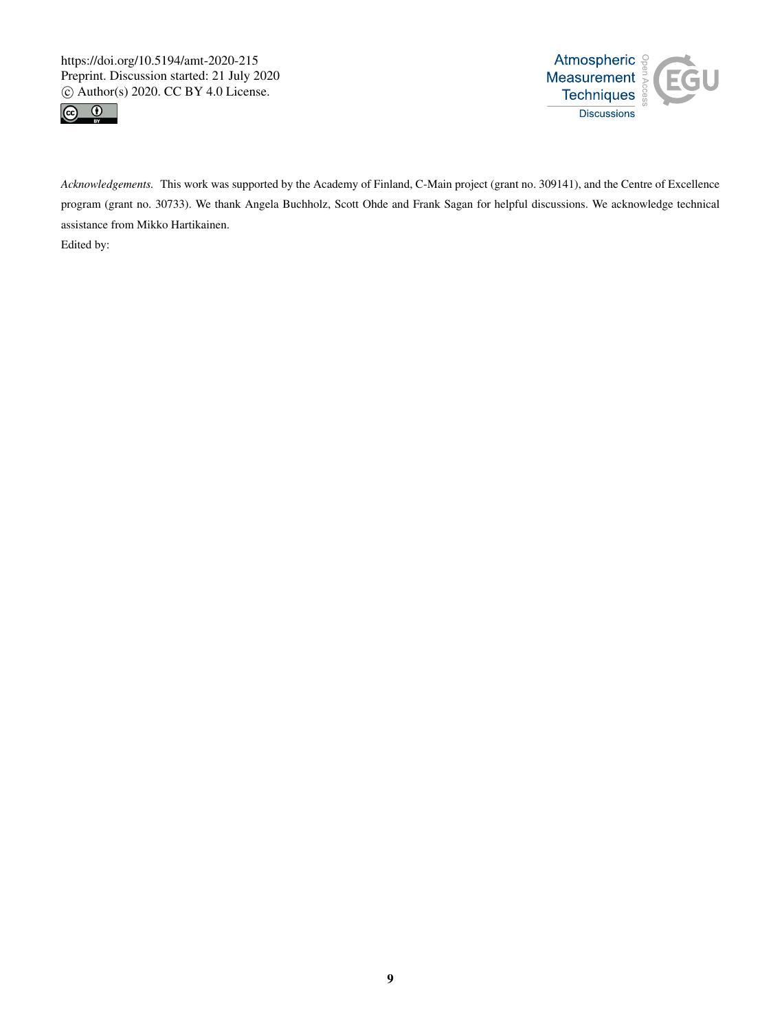*Acknowledgements.* This work was supported by the Academy of Finland, C-Main project (grant no. 309141), and the Centre of Excellence program (grant no. 30733). We thank Angela Buchholz, Scott Ohde and Frank Sagan for helpful discussions. We acknowledge technical assistance from Mikko Hartikainen.

Edited by: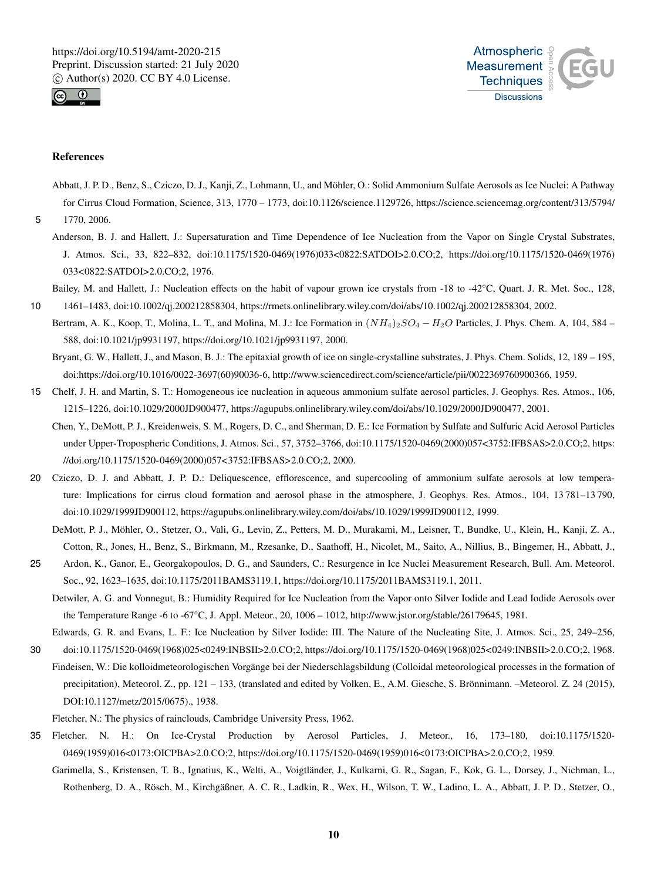## References

Abbatt, J. P. D., Benz, S., Cziczo, D. J., Kanji, Z., Lohmann, U., and Möhler, O.: Solid Ammonium Sulfate Aerosols as Ice Nuclei: A Pathway for Cirrus Cloud Formation, Science, 313, 1770 – 1773, doi:10.1126/science.1129726, https://science.sciencemag.org/content/313/5794/1770, 2006.

Anderson, B. J. and Hallett, J.: Supersaturation and Time Dependence of Ice Nucleation from the Vapor on Single Crystal Substrates, J. Atmos. Sci., 33, 822–832, doi:10.1175/1520-0469(1976)033<0822:SATDOI>2.0.CO;2, https://doi.org/10.1175/1520-0469(1976)033<0822:SATDOI>2.0.CO;2, 1976.

Bailey, M. and Hallett, J.: Nucleation effects on the habit of vapour grown ice crystals from -18 to -42°C, Quart. J. R. Met. Soc., 128, 1461–1483, doi:10.1002/qj.200212858304, https://rmets.onlinelibrary.wiley.com/doi/abs/10.1002/qj.200212858304, 2002.

Bertram, A. K., Koop, T., Molina, L. T., and Molina, M. J.: Ice Formation in $(NH_4)_2SO_4 - H_2O$ Particles, J. Phys. Chem. A, 104, 584 – 588, doi:10.1021/jp9931197, https://doi.org/10.1021/jp9931197, 2000.

Bryant, G. W., Hallett, J., and Mason, B. J.: The epitaxial growth of ice on single-crystalline substrates, J. Phys. Chem. Solids, 12, 189 – 195, doi:https://doi.org/10.1016/0022-3697(60)90036-6, http://www.sciencedirect.com/science/article/pii/0022369760900366, 1959.

Chelf, J. H. and Martin, S. T.: Homogeneous ice nucleation in aqueous ammonium sulfate aerosol particles, J. Geophys. Res. Atmos., 106, 1215–1226, doi:10.1029/2000JD900477, https://agupubs.onlinelibrary.wiley.com/doi/abs/10.1029/2000JD900477, 2001.

Chen, Y., DeMott, P. J., Kreidenweis, S. M., Rogers, D. C., and Sherman, D. E.: Ice Formation by Sulfate and Sulfuric Acid Aerosol Particles under Upper-Tropospheric Conditions, J. Atmos. Sci., 57, 3752–3766, doi:10.1175/1520-0469(2000)057<3752:IFBSAS>2.0.CO;2, https://doi.org/10.1175/1520-0469(2000)057<3752:IFBSAS>2.0.CO;2, 2000.

Cziczo, D. J. and Abbatt, J. P. D.: Deliquescence, efflorescence, and supercooling of ammonium sulfate aerosols at low temperature: Implications for cirrus cloud formation and aerosol phase in the atmosphere, J. Geophys. Res. Atmos., 104, 13 781–13 790, doi:10.1029/1999JD900112, https://agupubs.onlinelibrary.wiley.com/doi/abs/10.1029/1999JD900112, 1999.

DeMott, P. J., Möhler, O., Stetzer, O., Vali, G., Levin, Z., Petters, M. D., Murakami, M., Leisner, T., Bundke, U., Klein, H., Kanji, Z. A., Cotton, R., Jones, H., Benz, S., Birkmann, M., Rzesanke, D., Saathoff, H., Nicolet, M., Saito, A., Nillius, B., Bingemer, H., Abbatt, J., Ardon, K., Ganor, E., Georgakopoulos, D. G., and Saunders, C.: Resurgence in Ice Nuclei Measurement Research, Bull. Am. Meteorol. Soc., 92, 1623–1635, doi:10.1175/2011BAMS3119.1, https://doi.org/10.1175/2011BAMS3119.1, 2011.

Detwiler, A. G. and Vonnegut, B.: Humidity Required for Ice Nucleation from the Vapor onto Silver Iodide and Lead Iodide Aerosols over the Temperature Range -6 to -67°C, J. Appl. Meteor., 20, 1006 – 1012, http://www.jstor.org/stable/26179645, 1981.

Edwards, G. R. and Evans, L. F.: Ice Nucleation by Silver Iodide: III. The Nature of the Nucleating Site, J. Atmos. Sci., 25, 249–256, doi:10.1175/1520-0469(1968)025<0249:INBSII>2.0.CO;2, https://doi.org/10.1175/1520-0469(1968)025<0249:INBSII>2.0.CO;2, 1968.

Findeisen, W.: Die kolloidmeteorologischen Vorgänge bei der Niederschlagsbildung (Colloidal meteorological processes in the formation of precipitation), Meteorol. Z., pp. 121 – 133, (translated and edited by Volken, E., A.M. Giesche, S. Brönnimann. –Meteorol. Z. 24 (2015), DOI:10.1127/metz/2015/0675)., 1938.

Fletcher, N.: The physics of rainclouds, Cambridge University Press, 1962.

Fletcher, N. H.: On Ice-Crystal Production by Aerosol Particles, J. Meteor., 16, 173–180, doi:10.1175/1520-0469(1959)016<0173:OICPBA>2.0.CO;2, https://doi.org/10.1175/1520-0469(1959)016<0173:OICPBA>2.0.CO;2, 1959.

Garimella, S., Kristensen, T. B., Ignatius, K., Welti, A., Voigtländer, J., Kulkarni, G. R., Sagan, F., Kok, G. L., Dorsey, J., Nichman, L., Rothenberg, D. A., Rösch, M., Kirchgäßner, A. C. R., Ladkin, R., Wex, H., Wilson, T. W., Ladino, L. A., Abbatt, J. P. D., Stetzer, O.,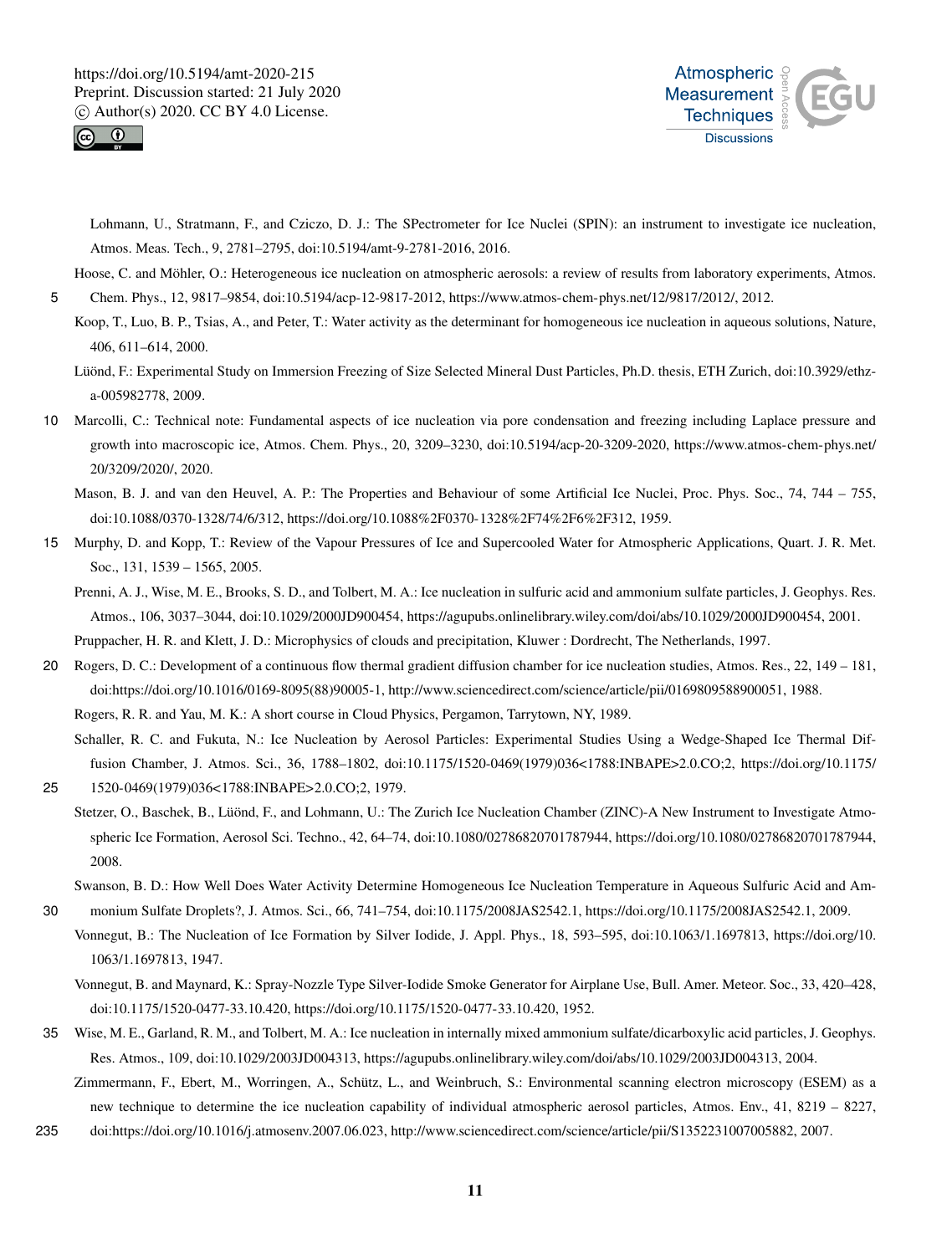Lohmann, U., Stratmann, F., and Cziczo, D. J.: The SPectrometer for Ice Nuclei (SPIN): an instrument to investigate ice nucleation, Atmos. Meas. Tech., 9, 2781–2795, doi:10.5194/amt-9-2781-2016, 2016.

Hoose, C. and Möhler, O.: Heterogeneous ice nucleation on atmospheric aerosols: a review of results from laboratory experiments, Atmos. Chem. Phys., 12, 9817–9854, doi:10.5194/acp-12-9817-2012, https://www.atmos-chem-phys.net/12/9817/2012/, 2012.

Koop, T., Luo, B. P., Tsias, A., and Peter, T.: Water activity as the determinant for homogeneous ice nucleation in aqueous solutions, Nature, 406, 611–614, 2000.

Lüönd, F.: Experimental Study on Immersion Freezing of Size Selected Mineral Dust Particles, Ph.D. thesis, ETH Zurich, doi:10.3929/ethz-a-005982778, 2009.

Marcolli, C.: Technical note: Fundamental aspects of ice nucleation via pore condensation and freezing including Laplace pressure and growth into macroscopic ice, Atmos. Chem. Phys., 20, 3209–3230, doi:10.5194/acp-20-3209-2020, https://www.atmos-chem-phys.net/20/3209/2020/, 2020.

Mason, B. J. and van den Heuvel, A. P.: The Properties and Behaviour of some Artificial Ice Nuclei, Proc. Phys. Soc., 74, 744 – 755, doi:10.1088/0370-1328/74/6/312, https://doi.org/10.1088%2F0370-1328%2F74%2F6%2F312, 1959.

Murphy, D. and Kopp, T.: Review of the Vapour Pressures of Ice and Supercooled Water for Atmospheric Applications, Quart. J. R. Met. Soc., 131, 1539 – 1565, 2005.

Prenni, A. J., Wise, M. E., Brooks, S. D., and Tolbert, M. A.: Ice nucleation in sulfuric acid and ammonium sulfate particles, J. Geophys. Res. Atmos., 106, 3037–3044, doi:10.1029/2000JD900454, https://agupubs.onlinelibrary.wiley.com/doi/abs/10.1029/2000JD900454, 2001.

Pruppacher, H. R. and Klett, J. D.: Microphysics of clouds and precipitation, Kluwer : Dordrecht, The Netherlands, 1997.

Rogers, D. C.: Development of a continuous flow thermal gradient diffusion chamber for ice nucleation studies, Atmos. Res., 22, 149 – 181, doi:https://doi.org/10.1016/0169-8095(88)90005-1, http://www.sciencedirect.com/science/article/pii/0169809588900051, 1988.

Rogers, R. R. and Yau, M. K.: A short course in Cloud Physics, Pergamon, Tarrytown, NY, 1989.

Schaller, R. C. and Fukuta, N.: Ice Nucleation by Aerosol Particles: Experimental Studies Using a Wedge-Shaped Ice Thermal Diffusion Chamber, J. Atmos. Sci., 36, 1788–1802, doi:10.1175/1520-0469(1979)036<1788:INBAPE>2.0.CO;2, https://doi.org/10.1175/1520-0469(1979)036<1788:INBAPE>2.0.CO;2, 1979.

Stetzer, O., Baschek, B., Lüönd, F., and Lohmann, U.: The Zurich Ice Nucleation Chamber (ZINC)-A New Instrument to Investigate Atmospheric Ice Formation, Aerosol Sci. Techno., 42, 64–74, doi:10.1080/02786820701787944, https://doi.org/10.1080/02786820701787944, 2008.

Swanson, B. D.: How Well Does Water Activity Determine Homogeneous Ice Nucleation Temperature in Aqueous Sulfuric Acid and Ammonium Sulfate Droplets?, J. Atmos. Sci., 66, 741–754, doi:10.1175/2008JAS2542.1, https://doi.org/10.1175/2008JAS2542.1, 2009.

Vonnegut, B.: The Nucleation of Ice Formation by Silver Iodide, J. Appl. Phys., 18, 593–595, doi:10.1063/1.1697813, https://doi.org/10.1063/1.1697813, 1947.

Vonnegut, B. and Maynard, K.: Spray-Nozzle Type Silver-Iodide Smoke Generator for Airplane Use, Bull. Amer. Meteor. Soc., 33, 420–428, doi:10.1175/1520-0477-33.10.420, https://doi.org/10.1175/1520-0477-33.10.420, 1952.

Wise, M. E., Garland, R. M., and Tolbert, M. A.: Ice nucleation in internally mixed ammonium sulfate/dicarboxylic acid particles, J. Geophys. Res. Atmos., 109, doi:10.1029/2003JD004313, https://agupubs.onlinelibrary.wiley.com/doi/abs/10.1029/2003JD004313, 2004.

Zimmermann, F., Ebert, M., Worringen, A., Schütz, L., and Weinbruch, S.: Environmental scanning electron microscopy (ESEM) as a new technique to determine the ice nucleation capability of individual atmospheric aerosol particles, Atmos. Env., 41, 8219 – 8227, doi:https://doi.org/10.1016/j.atmosenv.2007.06.023, http://www.sciencedirect.com/science/article/pii/S1352231007005882, 2007.